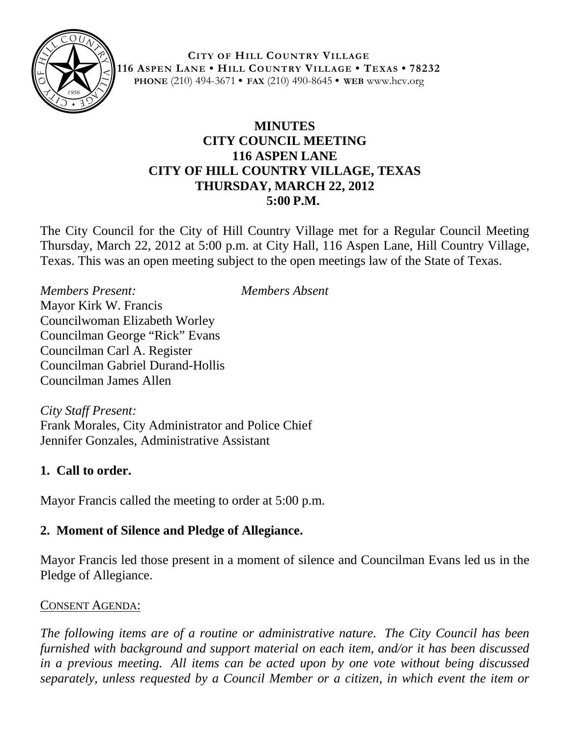**CITY OF HILL COUNTRY VILLAGE**
**116 ASPEN LANE • HILL COUNTRY VILLAGE • TEXAS • 78232**
**PHONE** (210) 494-3671 • **FAX** (210) 490-8645 • **WEB** www.hcv.org

# MINUTES
## CITY COUNCIL MEETING
## 116 ASPEN LANE
## CITY OF HILL COUNTRY VILLAGE, TEXAS
## THURSDAY, MARCH 22, 2012
## 5:00 P.M.

The City Council for the City of Hill Country Village met for a Regular Council Meeting Thursday, March 22, 2012 at 5:00 p.m. at City Hall, 116 Aspen Lane, Hill Country Village, Texas. This was an open meeting subject to the open meetings law of the State of Texas.

*Members Present:*
Mayor Kirk W. Francis
Councilwoman Elizabeth Worley
Councilman George "Rick" Evans
Councilman Carl A. Register
Councilman Gabriel Durand-Hollis
Councilman James Allen

*Members Absent*

*City Staff Present:*
Frank Morales, City Administrator and Police Chief
Jennifer Gonzales, Administrative Assistant

**1. Call to order.**

Mayor Francis called the meeting to order at 5:00 p.m.

**2. Moment of Silence and Pledge of Allegiance.**

Mayor Francis led those present in a moment of silence and Councilman Evans led us in the Pledge of Allegiance.

CONSENT AGENDA:

*The following items are of a routine or administrative nature. The City Council has been furnished with background and support material on each item, and/or it has been discussed in a previous meeting. All items can be acted upon by one vote without being discussed separately, unless requested by a Council Member or a citizen, in which event the item or*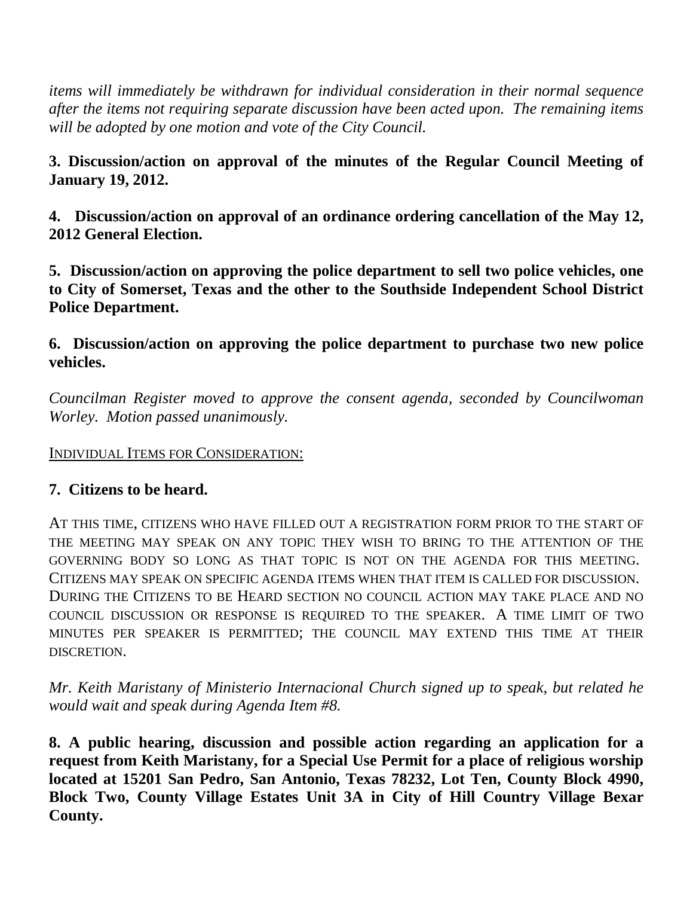*items will immediately be withdrawn for individual consideration in their normal sequence after the items not requiring separate discussion have been acted upon. The remaining items will be adopted by one motion and vote of the City Council.*

**3. Discussion/action on approval of the minutes of the Regular Council Meeting of January 19, 2012.**

**4. Discussion/action on approval of an ordinance ordering cancellation of the May 12, 2012 General Election.**

**5. Discussion/action on approving the police department to sell two police vehicles, one to City of Somerset, Texas and the other to the Southside Independent School District Police Department.**

**6. Discussion/action on approving the police department to purchase two new police vehicles.**

*Councilman Register moved to approve the consent agenda, seconded by Councilwoman Worley. Motion passed unanimously.*

INDIVIDUAL ITEMS FOR CONSIDERATION:

**7. Citizens to be heard.**

AT THIS TIME, CITIZENS WHO HAVE FILLED OUT A REGISTRATION FORM PRIOR TO THE START OF THE MEETING MAY SPEAK ON ANY TOPIC THEY WISH TO BRING TO THE ATTENTION OF THE GOVERNING BODY SO LONG AS THAT TOPIC IS NOT ON THE AGENDA FOR THIS MEETING. CITIZENS MAY SPEAK ON SPECIFIC AGENDA ITEMS WHEN THAT ITEM IS CALLED FOR DISCUSSION. DURING THE CITIZENS TO BE HEARD SECTION NO COUNCIL ACTION MAY TAKE PLACE AND NO COUNCIL DISCUSSION OR RESPONSE IS REQUIRED TO THE SPEAKER. A TIME LIMIT OF TWO MINUTES PER SPEAKER IS PERMITTED; THE COUNCIL MAY EXTEND THIS TIME AT THEIR DISCRETION.

*Mr. Keith Maristany of Ministerio Internacional Church signed up to speak, but related he would wait and speak during Agenda Item #8.*

**8. A public hearing, discussion and possible action regarding an application for a request from Keith Maristany, for a Special Use Permit for a place of religious worship located at 15201 San Pedro, San Antonio, Texas 78232, Lot Ten, County Block 4990, Block Two, County Village Estates Unit 3A in City of Hill Country Village Bexar County.**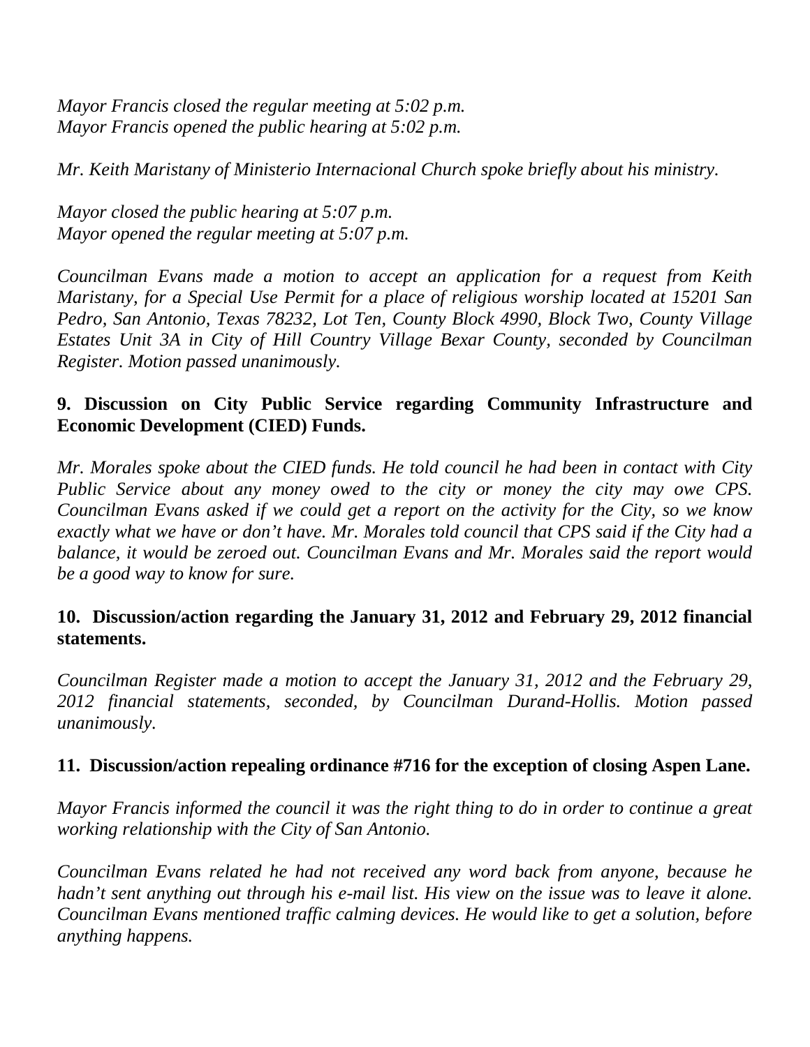*Mayor Francis closed the regular meeting at 5:02 p.m.*
*Mayor Francis opened the public hearing at 5:02 p.m.*

*Mr. Keith Maristany of Ministerio Internacional Church spoke briefly about his ministry.*

*Mayor closed the public hearing at 5:07 p.m.*
*Mayor opened the regular meeting at 5:07 p.m.*

*Councilman Evans made a motion to accept an application for a request from Keith Maristany, for a Special Use Permit for a place of religious worship located at 15201 San Pedro, San Antonio, Texas 78232, Lot Ten, County Block 4990, Block Two, County Village Estates Unit 3A in City of Hill Country Village Bexar County, seconded by Councilman Register. Motion passed unanimously.*

**9. Discussion on City Public Service regarding Community Infrastructure and Economic Development (CIED) Funds.**

*Mr. Morales spoke about the CIED funds. He told council he had been in contact with City Public Service about any money owed to the city or money the city may owe CPS. Councilman Evans asked if we could get a report on the activity for the City, so we know exactly what we have or don't have. Mr. Morales told council that CPS said if the City had a balance, it would be zeroed out. Councilman Evans and Mr. Morales said the report would be a good way to know for sure.*

**10. Discussion/action regarding the January 31, 2012 and February 29, 2012 financial statements.**

*Councilman Register made a motion to accept the January 31, 2012 and the February 29, 2012 financial statements, seconded, by Councilman Durand-Hollis. Motion passed unanimously.*

**11. Discussion/action repealing ordinance #716 for the exception of closing Aspen Lane.**

*Mayor Francis informed the council it was the right thing to do in order to continue a great working relationship with the City of San Antonio.*

*Councilman Evans related he had not received any word back from anyone, because he hadn't sent anything out through his e-mail list. His view on the issue was to leave it alone. Councilman Evans mentioned traffic calming devices. He would like to get a solution, before anything happens.*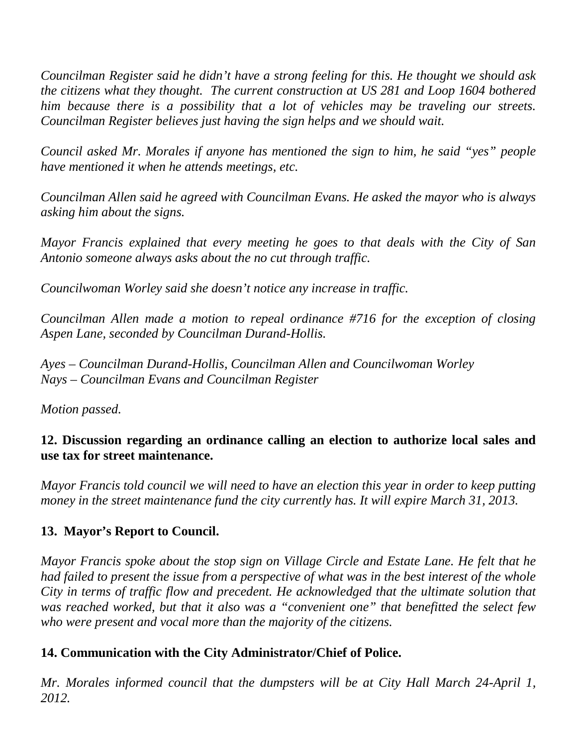*Councilman Register said he didn't have a strong feeling for this. He thought we should ask the citizens what they thought. The current construction at US 281 and Loop 1604 bothered him because there is a possibility that a lot of vehicles may be traveling our streets. Councilman Register believes just having the sign helps and we should wait.*

*Council asked Mr. Morales if anyone has mentioned the sign to him, he said "yes" people have mentioned it when he attends meetings, etc.*

*Councilman Allen said he agreed with Councilman Evans. He asked the mayor who is always asking him about the signs.*

*Mayor Francis explained that every meeting he goes to that deals with the City of San Antonio someone always asks about the no cut through traffic.*

*Councilwoman Worley said she doesn't notice any increase in traffic.*

*Councilman Allen made a motion to repeal ordinance #716 for the exception of closing Aspen Lane, seconded by Councilman Durand-Hollis.*

*Ayes – Councilman Durand-Hollis, Councilman Allen and Councilwoman Worley*
*Nays – Councilman Evans and Councilman Register*

*Motion passed.*

**12. Discussion regarding an ordinance calling an election to authorize local sales and use tax for street maintenance.**

*Mayor Francis told council we will need to have an election this year in order to keep putting money in the street maintenance fund the city currently has. It will expire March 31, 2013.*

**13. Mayor's Report to Council.**

*Mayor Francis spoke about the stop sign on Village Circle and Estate Lane. He felt that he had failed to present the issue from a perspective of what was in the best interest of the whole City in terms of traffic flow and precedent. He acknowledged that the ultimate solution that was reached worked, but that it also was a "convenient one" that benefitted the select few who were present and vocal more than the majority of the citizens.*

**14. Communication with the City Administrator/Chief of Police.**

*Mr. Morales informed council that the dumpsters will be at City Hall March 24-April 1, 2012.*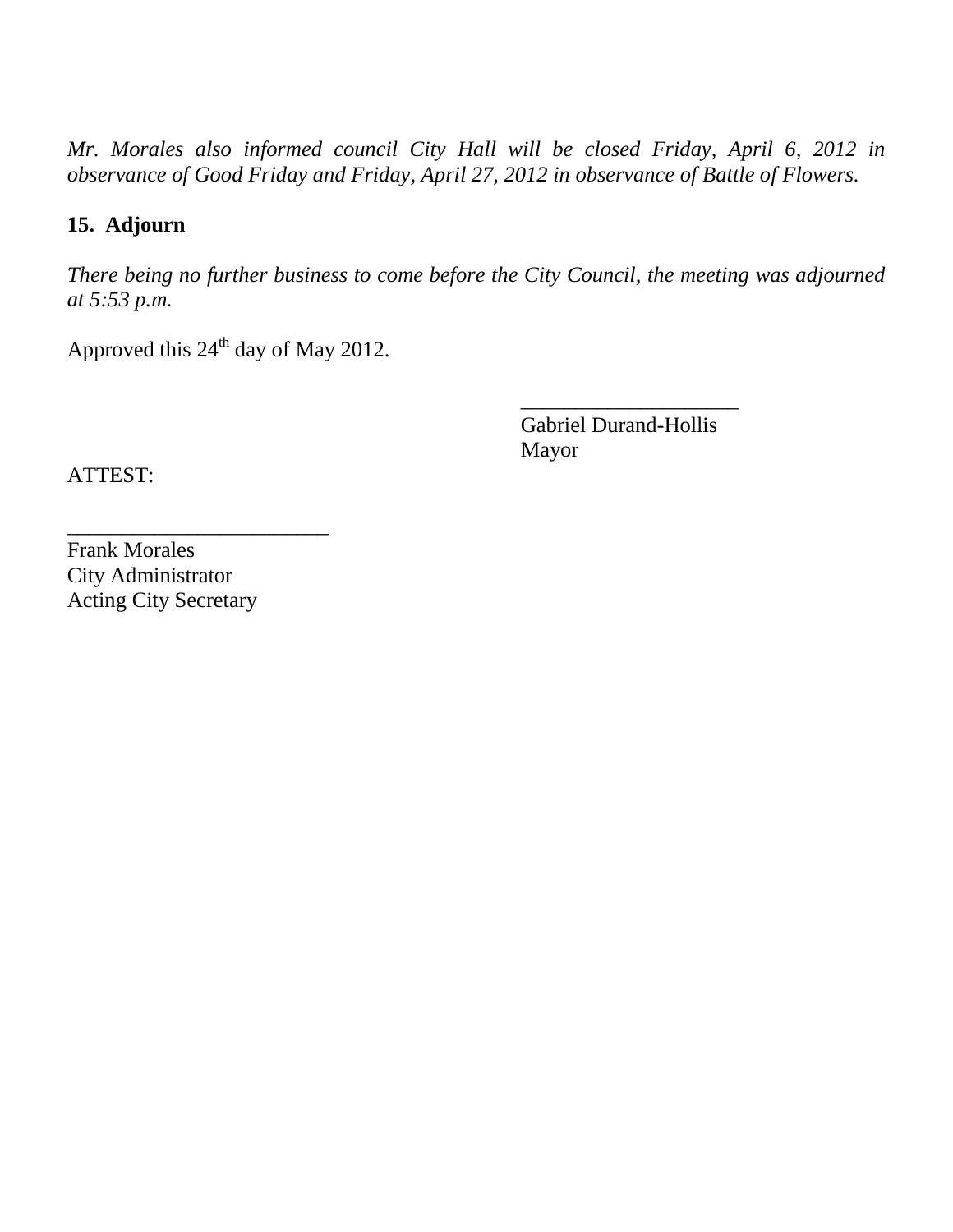*Mr. Morales also informed council City Hall will be closed Friday, April 6, 2012 in observance of Good Friday and Friday, April 27, 2012 in observance of Battle of Flowers.*

**15. Adjourn**

*There being no further business to come before the City Council, the meeting was adjourned at 5:53 p.m.*

Approved this 24th day of May 2012.

____________________
Gabriel Durand-Hollis
Mayor

ATTEST:

________________________
Frank Morales
City Administrator
Acting City Secretary